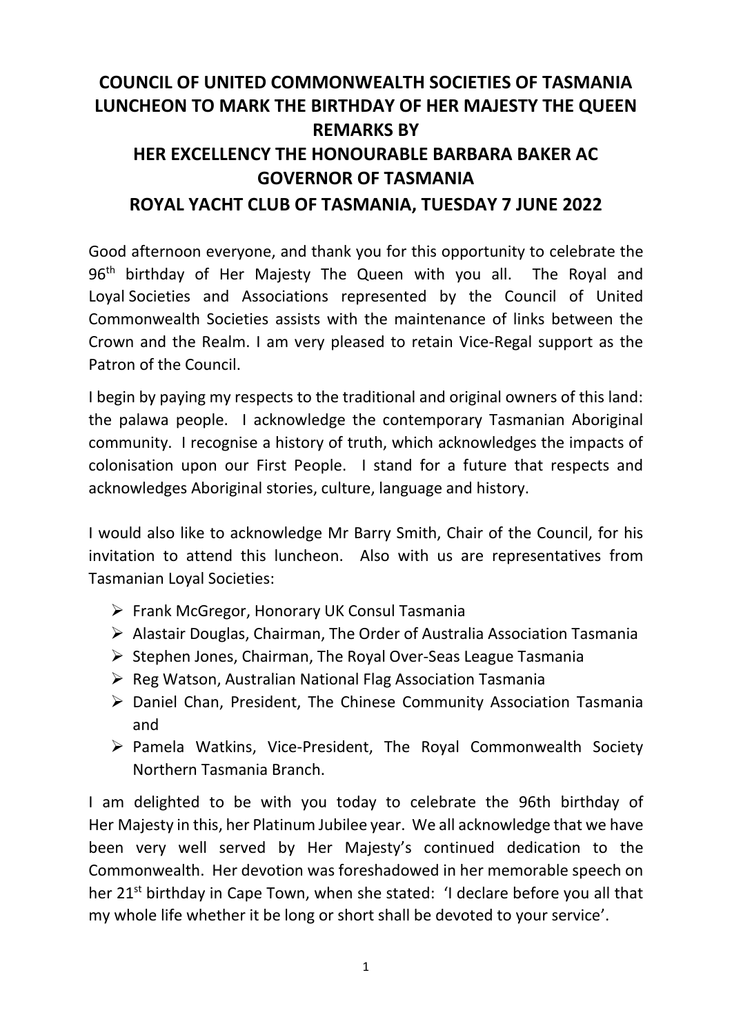# COUNCIL OF UNITED COMMONWEALTH SOCIETIES OF TASMANIA
# LUNCHEON TO MARK THE BIRTHDAY OF HER MAJESTY THE QUEEN
# REMARKS BY
# HER EXCELLENCY THE HONOURABLE BARBARA BAKER AC
# GOVERNOR OF TASMANIA
# ROYAL YACHT CLUB OF TASMANIA, TUESDAY 7 JUNE 2022

Good afternoon everyone, and thank you for this opportunity to celebrate the 96th birthday of Her Majesty The Queen with you all. The Royal and Loyal Societies and Associations represented by the Council of United Commonwealth Societies assists with the maintenance of links between the Crown and the Realm. I am very pleased to retain Vice-Regal support as the Patron of the Council.

I begin by paying my respects to the traditional and original owners of this land: the palawa people. I acknowledge the contemporary Tasmanian Aboriginal community. I recognise a history of truth, which acknowledges the impacts of colonisation upon our First People. I stand for a future that respects and acknowledges Aboriginal stories, culture, language and history.

I would also like to acknowledge Mr Barry Smith, Chair of the Council, for his invitation to attend this luncheon. Also with us are representatives from Tasmanian Loyal Societies:

- Frank McGregor, Honorary UK Consul Tasmania
- Alastair Douglas, Chairman, The Order of Australia Association Tasmania
- Stephen Jones, Chairman, The Royal Over-Seas League Tasmania
- Reg Watson, Australian National Flag Association Tasmania
- Daniel Chan, President, The Chinese Community Association Tasmania and
- Pamela Watkins, Vice-President, The Royal Commonwealth Society Northern Tasmania Branch.

I am delighted to be with you today to celebrate the 96th birthday of Her Majesty in this, her Platinum Jubilee year. We all acknowledge that we have been very well served by Her Majesty's continued dedication to the Commonwealth. Her devotion was foreshadowed in her memorable speech on her 21st birthday in Cape Town, when she stated: 'I declare before you all that my whole life whether it be long or short shall be devoted to your service'.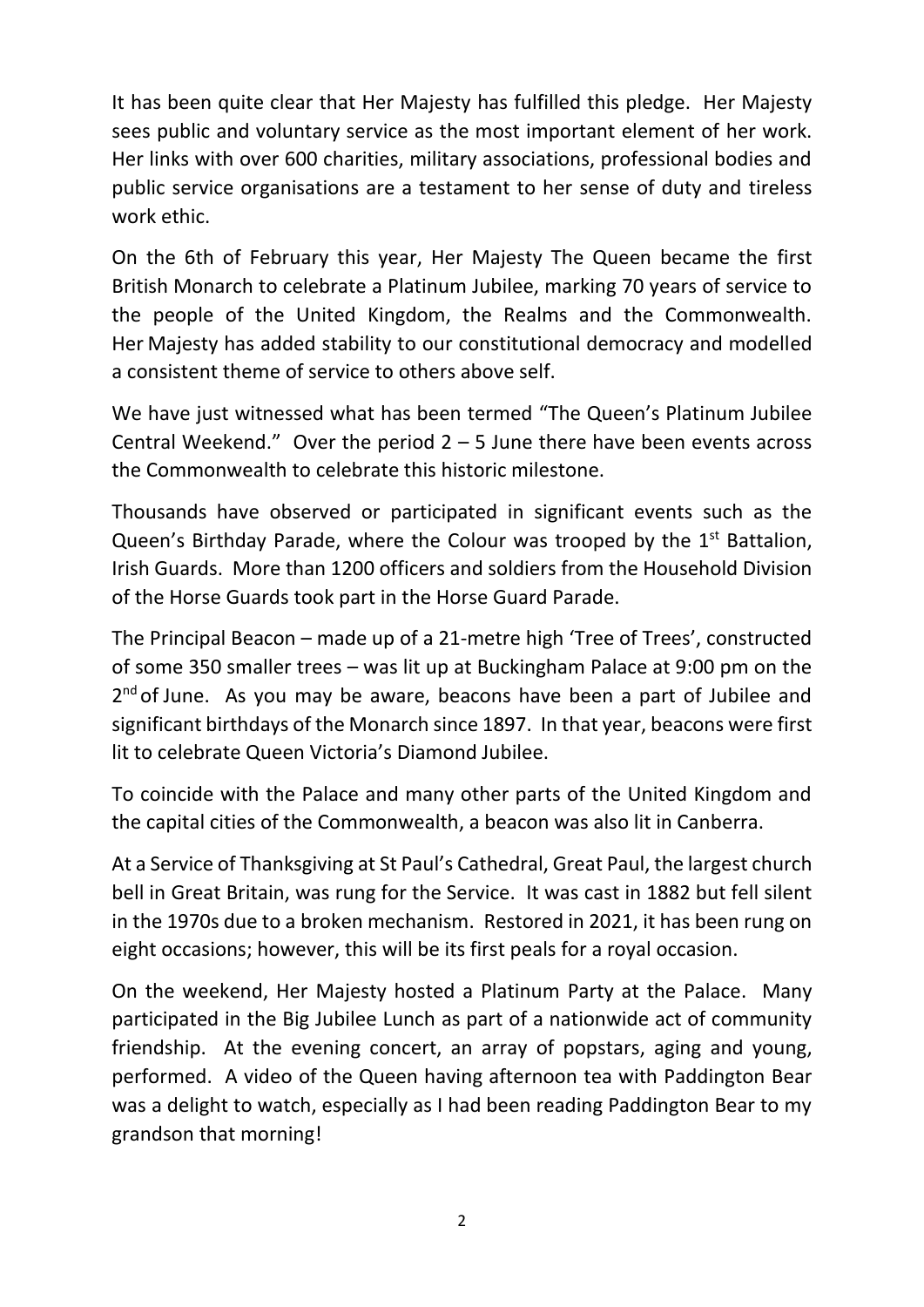It has been quite clear that Her Majesty has fulfilled this pledge. Her Majesty sees public and voluntary service as the most important element of her work. Her links with over 600 charities, military associations, professional bodies and public service organisations are a testament to her sense of duty and tireless work ethic.

On the 6th of February this year, Her Majesty The Queen became the first British Monarch to celebrate a Platinum Jubilee, marking 70 years of service to the people of the United Kingdom, the Realms and the Commonwealth. Her Majesty has added stability to our constitutional democracy and modelled a consistent theme of service to others above self.

We have just witnessed what has been termed "The Queen's Platinum Jubilee Central Weekend." Over the period 2 – 5 June there have been events across the Commonwealth to celebrate this historic milestone.

Thousands have observed or participated in significant events such as the Queen's Birthday Parade, where the Colour was trooped by the 1st Battalion, Irish Guards. More than 1200 officers and soldiers from the Household Division of the Horse Guards took part in the Horse Guard Parade.

The Principal Beacon – made up of a 21-metre high 'Tree of Trees', constructed of some 350 smaller trees – was lit up at Buckingham Palace at 9:00 pm on the 2nd of June. As you may be aware, beacons have been a part of Jubilee and significant birthdays of the Monarch since 1897. In that year, beacons were first lit to celebrate Queen Victoria's Diamond Jubilee.

To coincide with the Palace and many other parts of the United Kingdom and the capital cities of the Commonwealth, a beacon was also lit in Canberra.

At a Service of Thanksgiving at St Paul's Cathedral, Great Paul, the largest church bell in Great Britain, was rung for the Service. It was cast in 1882 but fell silent in the 1970s due to a broken mechanism. Restored in 2021, it has been rung on eight occasions; however, this will be its first peals for a royal occasion.

On the weekend, Her Majesty hosted a Platinum Party at the Palace. Many participated in the Big Jubilee Lunch as part of a nationwide act of community friendship. At the evening concert, an array of popstars, aging and young, performed. A video of the Queen having afternoon tea with Paddington Bear was a delight to watch, especially as I had been reading Paddington Bear to my grandson that morning!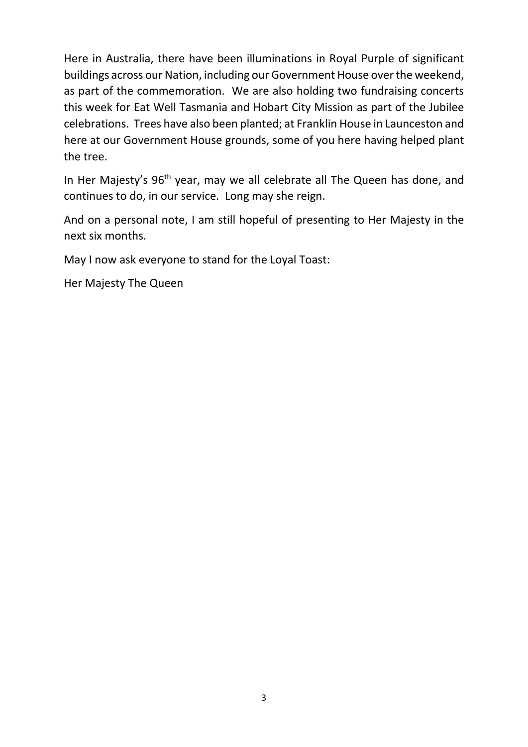Here in Australia, there have been illuminations in Royal Purple of significant buildings across our Nation, including our Government House over the weekend, as part of the commemoration. We are also holding two fundraising concerts this week for Eat Well Tasmania and Hobart City Mission as part of the Jubilee celebrations. Trees have also been planted; at Franklin House in Launceston and here at our Government House grounds, some of you here having helped plant the tree.

In Her Majesty's 96th year, may we all celebrate all The Queen has done, and continues to do, in our service. Long may she reign.

And on a personal note, I am still hopeful of presenting to Her Majesty in the next six months.

May I now ask everyone to stand for the Loyal Toast:

Her Majesty The Queen